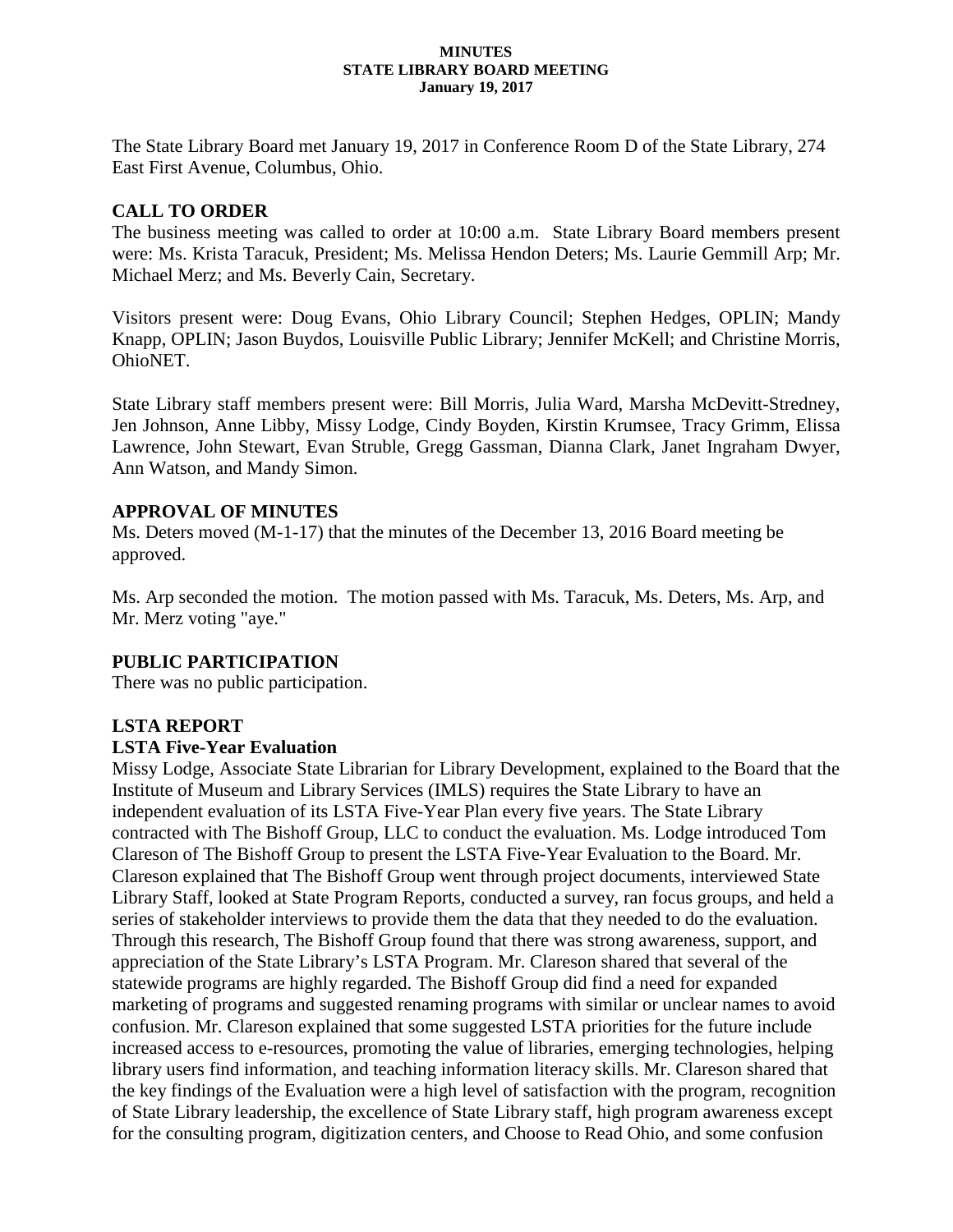**MINUTES**
**STATE LIBRARY BOARD MEETING**
**January 19, 2017**

The State Library Board met January 19, 2017 in Conference Room D of the State Library, 274 East First Avenue, Columbus, Ohio.

## CALL TO ORDER

The business meeting was called to order at 10:00 a.m. State Library Board members present were: Ms. Krista Taracuk, President; Ms. Melissa Hendon Deters; Ms. Laurie Gemmill Arp; Mr. Michael Merz; and Ms. Beverly Cain, Secretary.

Visitors present were: Doug Evans, Ohio Library Council; Stephen Hedges, OPLIN; Mandy Knapp, OPLIN; Jason Buydos, Louisville Public Library; Jennifer McKell; and Christine Morris, OhioNET.

State Library staff members present were: Bill Morris, Julia Ward, Marsha McDevitt-Stredney, Jen Johnson, Anne Libby, Missy Lodge, Cindy Boyden, Kirstin Krumsee, Tracy Grimm, Elissa Lawrence, John Stewart, Evan Struble, Gregg Gassman, Dianna Clark, Janet Ingraham Dwyer, Ann Watson, and Mandy Simon.

## APPROVAL OF MINUTES

Ms. Deters moved (M-1-17) that the minutes of the December 13, 2016 Board meeting be approved.

Ms. Arp seconded the motion. The motion passed with Ms. Taracuk, Ms. Deters, Ms. Arp, and Mr. Merz voting "aye."

## PUBLIC PARTICIPATION

There was no public participation.

## LSTA REPORT

### LSTA Five-Year Evaluation

Missy Lodge, Associate State Librarian for Library Development, explained to the Board that the Institute of Museum and Library Services (IMLS) requires the State Library to have an independent evaluation of its LSTA Five-Year Plan every five years. The State Library contracted with The Bishoff Group, LLC to conduct the evaluation. Ms. Lodge introduced Tom Clareson of The Bishoff Group to present the LSTA Five-Year Evaluation to the Board. Mr. Clareson explained that The Bishoff Group went through project documents, interviewed State Library Staff, looked at State Program Reports, conducted a survey, ran focus groups, and held a series of stakeholder interviews to provide them the data that they needed to do the evaluation. Through this research, The Bishoff Group found that there was strong awareness, support, and appreciation of the State Library's LSTA Program. Mr. Clareson shared that several of the statewide programs are highly regarded. The Bishoff Group did find a need for expanded marketing of programs and suggested renaming programs with similar or unclear names to avoid confusion. Mr. Clareson explained that some suggested LSTA priorities for the future include increased access to e-resources, promoting the value of libraries, emerging technologies, helping library users find information, and teaching information literacy skills. Mr. Clareson shared that the key findings of the Evaluation were a high level of satisfaction with the program, recognition of State Library leadership, the excellence of State Library staff, high program awareness except for the consulting program, digitization centers, and Choose to Read Ohio, and some confusion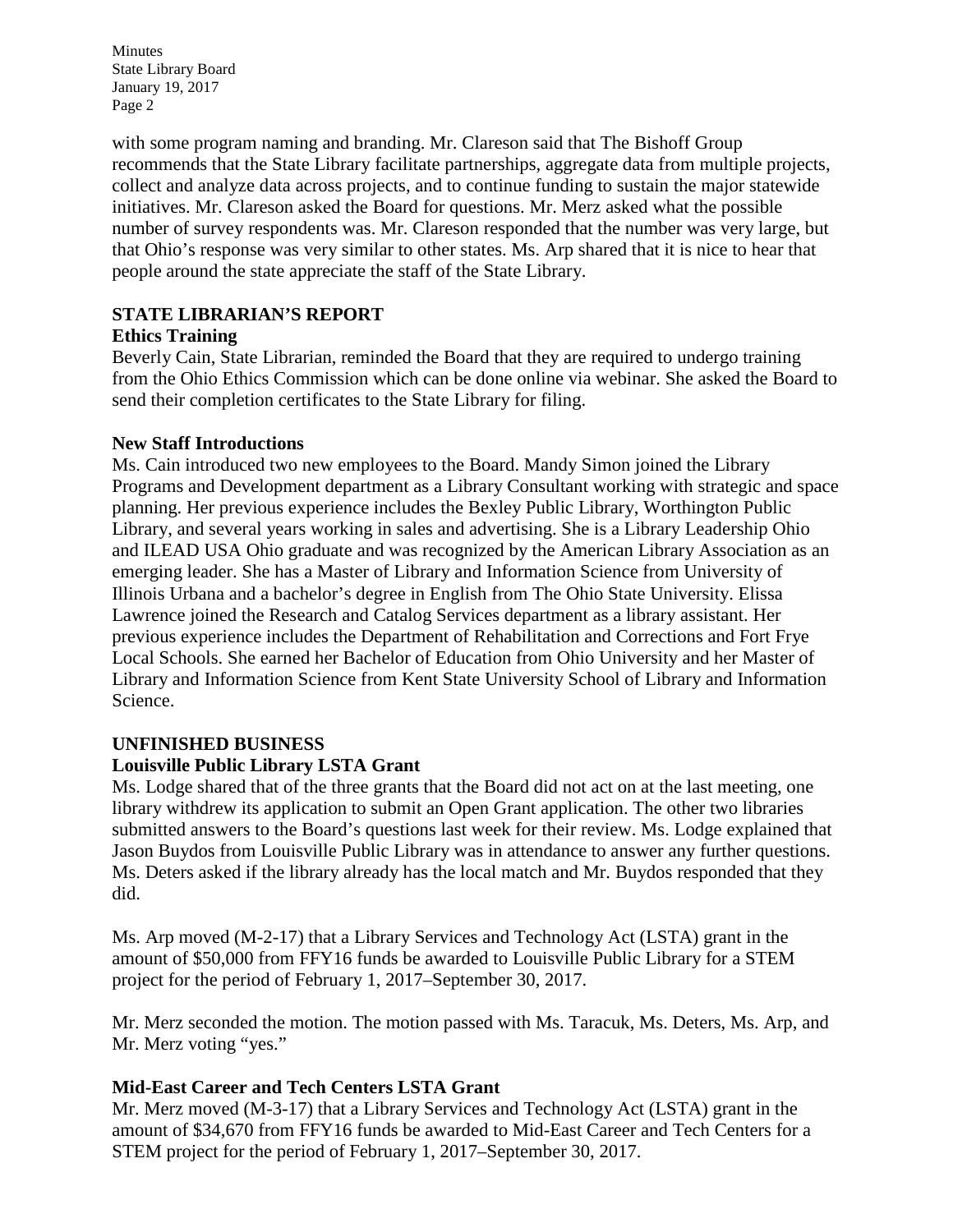with some program naming and branding. Mr. Clareson said that The Bishoff Group recommends that the State Library facilitate partnerships, aggregate data from multiple projects, collect and analyze data across projects, and to continue funding to sustain the major statewide initiatives. Mr. Clareson asked the Board for questions. Mr. Merz asked what the possible number of survey respondents was. Mr. Clareson responded that the number was very large, but that Ohio's response was very similar to other states. Ms. Arp shared that it is nice to hear that people around the state appreciate the staff of the State Library.

## STATE LIBRARIAN'S REPORT

### Ethics Training

Beverly Cain, State Librarian, reminded the Board that they are required to undergo training from the Ohio Ethics Commission which can be done online via webinar. She asked the Board to send their completion certificates to the State Library for filing.

### New Staff Introductions

Ms. Cain introduced two new employees to the Board. Mandy Simon joined the Library Programs and Development department as a Library Consultant working with strategic and space planning. Her previous experience includes the Bexley Public Library, Worthington Public Library, and several years working in sales and advertising. She is a Library Leadership Ohio and ILEAD USA Ohio graduate and was recognized by the American Library Association as an emerging leader. She has a Master of Library and Information Science from University of Illinois Urbana and a bachelor's degree in English from The Ohio State University. Elissa Lawrence joined the Research and Catalog Services department as a library assistant. Her previous experience includes the Department of Rehabilitation and Corrections and Fort Frye Local Schools. She earned her Bachelor of Education from Ohio University and her Master of Library and Information Science from Kent State University School of Library and Information Science.

## UNFINISHED BUSINESS

### Louisville Public Library LSTA Grant

Ms. Lodge shared that of the three grants that the Board did not act on at the last meeting, one library withdrew its application to submit an Open Grant application. The other two libraries submitted answers to the Board's questions last week for their review. Ms. Lodge explained that Jason Buydos from Louisville Public Library was in attendance to answer any further questions. Ms. Deters asked if the library already has the local match and Mr. Buydos responded that they did.

Ms. Arp moved (M-2-17) that a Library Services and Technology Act (LSTA) grant in the amount of $50,000 from FFY16 funds be awarded to Louisville Public Library for a STEM project for the period of February 1, 2017–September 30, 2017.

Mr. Merz seconded the motion. The motion passed with Ms. Taracuk, Ms. Deters, Ms. Arp, and Mr. Merz voting "yes."

### Mid-East Career and Tech Centers LSTA Grant

Mr. Merz moved (M-3-17) that a Library Services and Technology Act (LSTA) grant in the amount of $34,670 from FFY16 funds be awarded to Mid-East Career and Tech Centers for a STEM project for the period of February 1, 2017–September 30, 2017.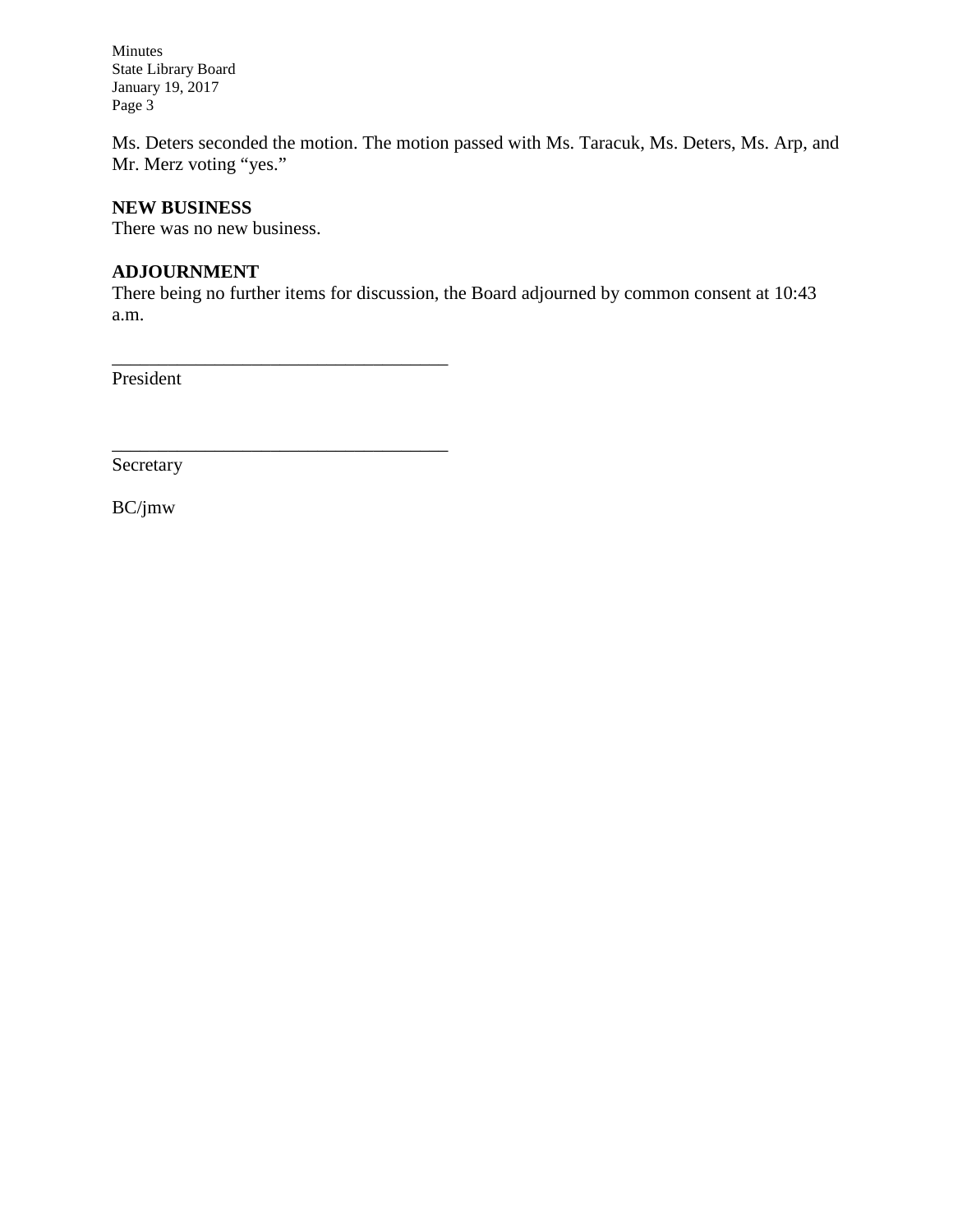Ms. Deters seconded the motion. The motion passed with Ms. Taracuk, Ms. Deters, Ms. Arp, and Mr. Merz voting “yes.”

**NEW BUSINESS**
There was no new business.

**ADJOURNMENT**
There being no further items for discussion, the Board adjourned by common consent at 10:43 a.m.

____________________________________
President

____________________________________
Secretary

BC/jmw